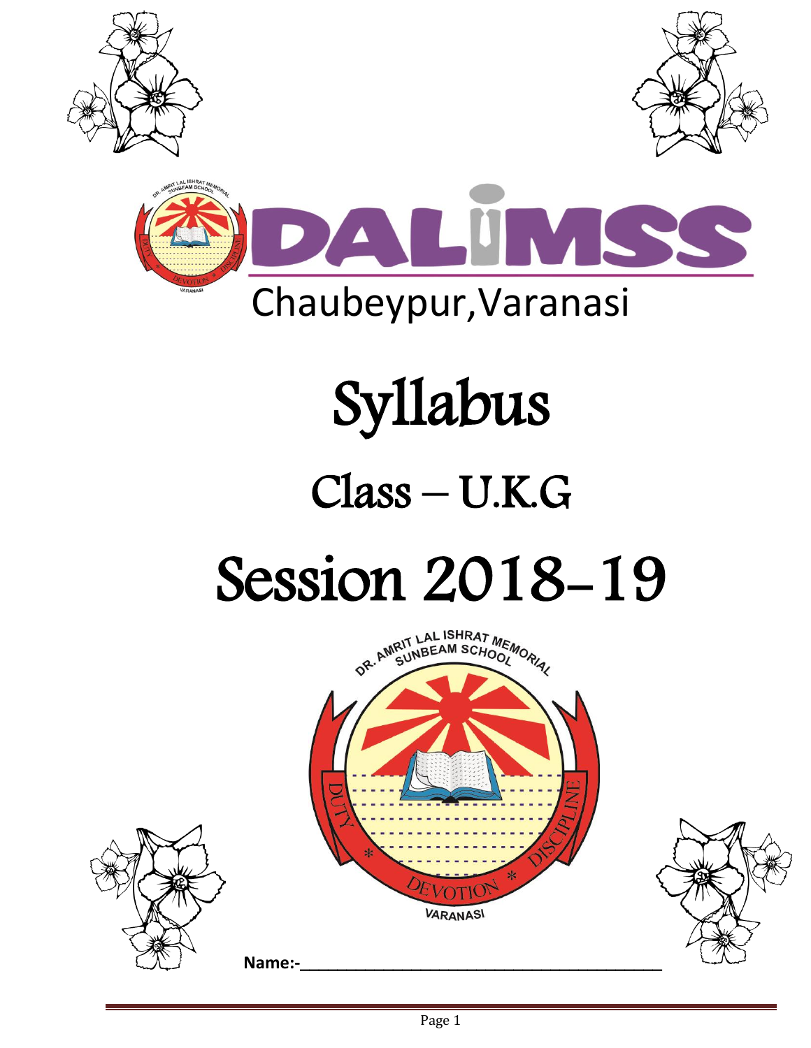# DALIMSS

Chaubeypur,Varanasi

# Syllabus

## Class – U.K.G

# Session 2018-19

DR. AMRIT LAL ISHRAT MEMORIAL SUNBEAM SCHOOL

DUTY * DEVOTION * DISCIPLINE

VARANASI

**Name:-**\_\_\_\_\_\_\_\_\_\_\_\_\_\_\_\_\_\_\_\_\_\_\_\_\_\_\_\_\_\_\_\_\_\_\_\_\_\_\_\_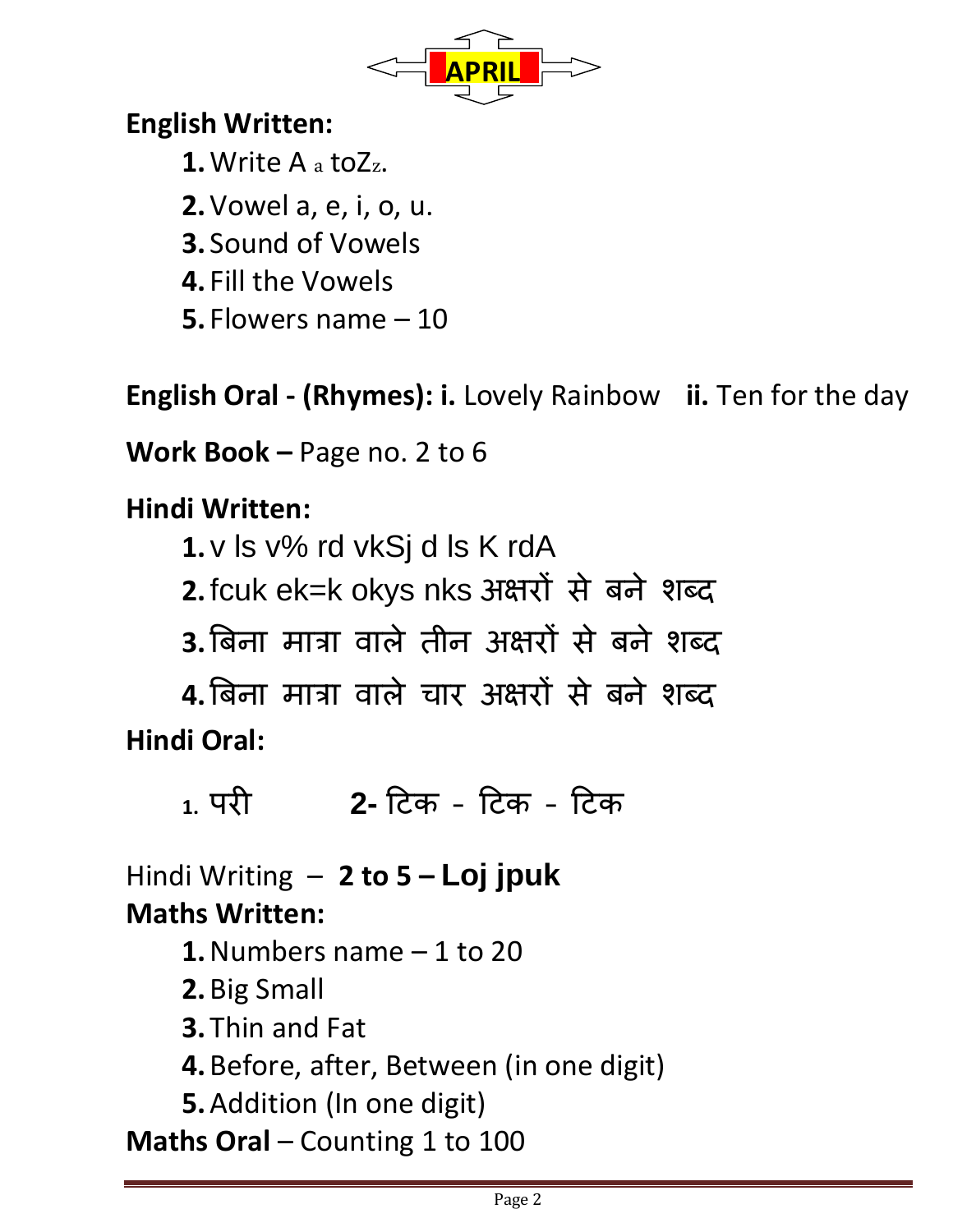# APRIL

**English Written:**

1. Write A a toZz.
2. Vowel a, e, i, o, u.
3. Sound of Vowels
4. Fill the Vowels
5. Flowers name – 10

**English Oral - (Rhymes): i.** Lovely Rainbow **ii.** Ten for the day

**Work Book –** Page no. 2 to 6

**Hindi Written:**

1. v ls v% rd vkSj d ls K rdA
2. fcuk ek=k okys nks अक्षरों से बने शब्द
3. बिना मात्रा वाले तीन अक्षरों से बने शब्द
4. बिना मात्रा वाले चार अक्षरों से बने शब्द

**Hindi Oral:**

1. परी **2-** टिक - टिक - टिक

Hindi Writing – **2 to 5 – Loj jpuk**

**Maths Written:**

1. Numbers name – 1 to 20
2. Big Small
3. Thin and Fat
4. Before, after, Between (in one digit)
5. Addition (In one digit)

**Maths Oral** – Counting 1 to 100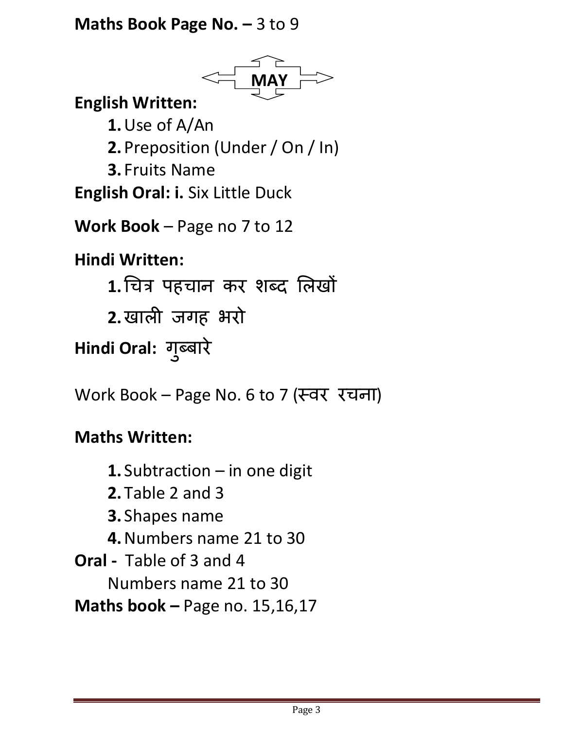**Maths Book Page No. –** 3 to 9

## MAY

**English Written:**

1. Use of A/An
2. Preposition (Under / On / In)
3. Fruits Name

**English Oral: i.** Six Little Duck

**Work Book** – Page no 7 to 12

**Hindi Written:**

1. चित्र पहचान कर शब्द लिखों
2. खाली जगह भरो

**Hindi Oral:** गुब्बारे

Work Book – Page No. 6 to 7 (स्वर रचना)

**Maths Written:**

1. Subtraction – in one digit
2. Table 2 and 3
3. Shapes name
4. Numbers name 21 to 30

**Oral -** Table of 3 and 4

Numbers name 21 to 30

**Maths book –** Page no. 15,16,17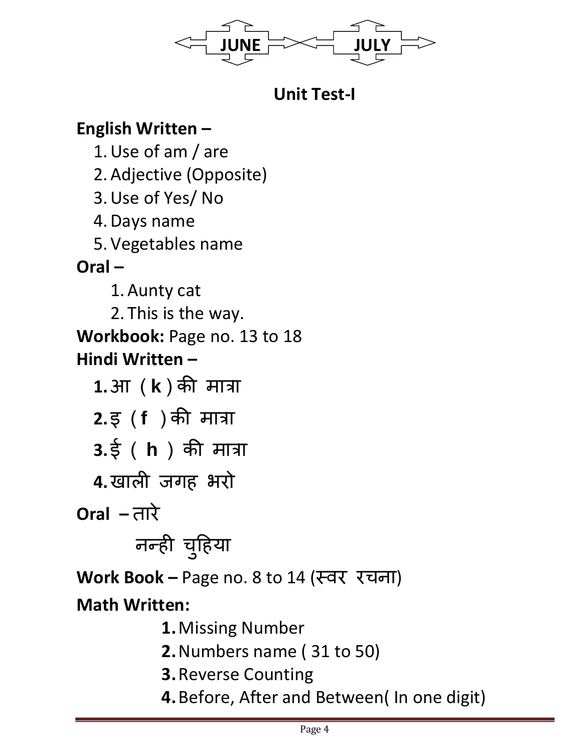JUNE — JULY

## Unit Test-I

**English Written –**

1. Use of am / are
2. Adjective (Opposite)
3. Use of Yes/ No
4. Days name
5. Vegetables name

**Oral –**

1. Aunty cat
2. This is the way.

**Workbook:** Page no. 13 to 18

**Hindi Written –**

**1.** आ ( **k** ) की मात्रा

**2.** इ ( **f** ) की मात्रा

**3.** ई ( **h** ) की मात्रा

**4.** खाली जगह भरो

**Oral –** तारे

नन्ही चुहिया

**Work Book –** Page no. 8 to 14 (स्वर रचना)

**Math Written:**

**1.** Missing Number

**2.** Numbers name ( 31 to 50)

**3.** Reverse Counting

**4.** Before, After and Between( In one digit)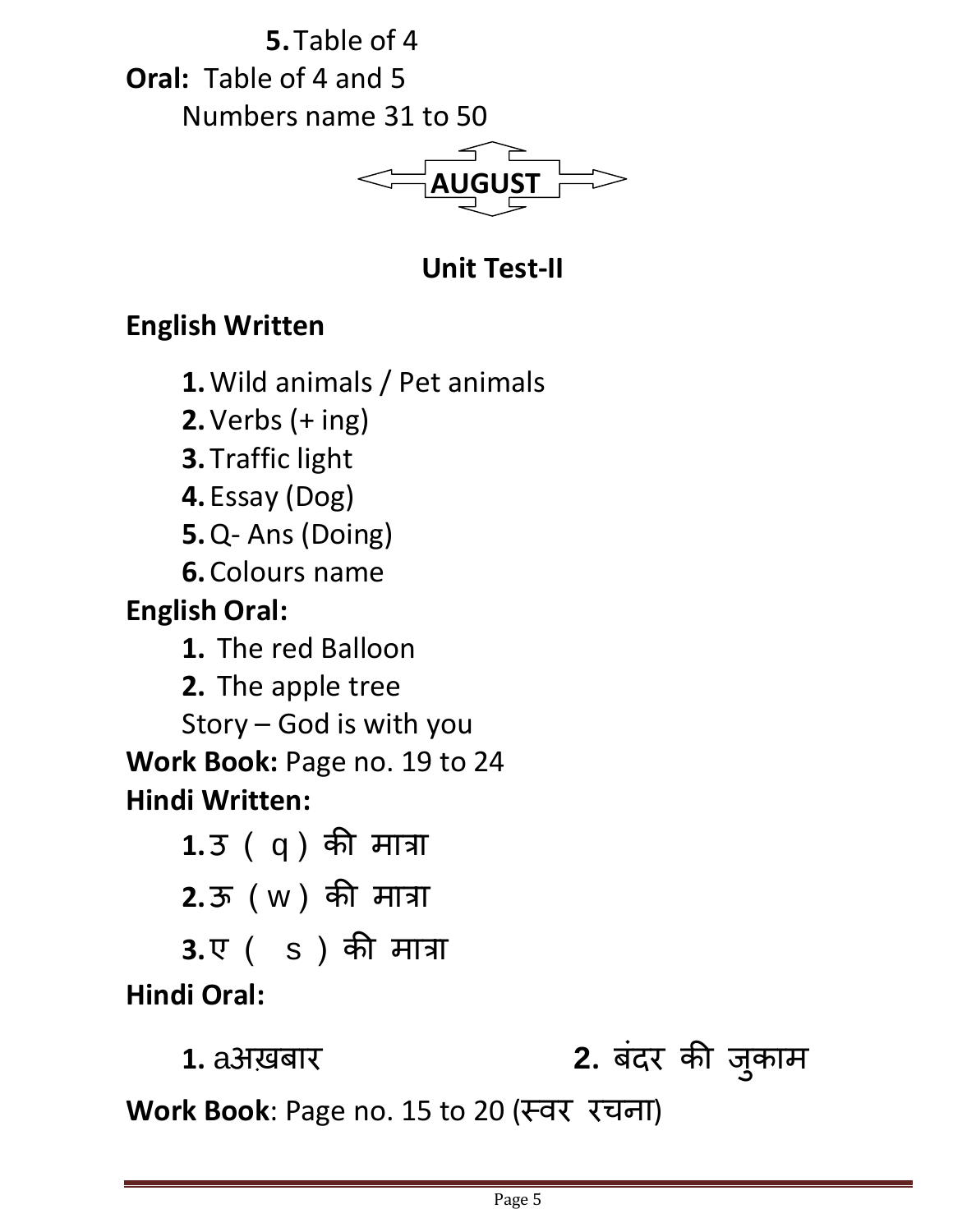5. Table of 4

**Oral:** Table of 4 and 5

Numbers name 31 to 50

## AUGUST

### Unit Test-II

**English Written**

1. Wild animals / Pet animals
2. Verbs (+ ing)
3. Traffic light
4. Essay (Dog)
5. Q- Ans (Doing)
6. Colours name

**English Oral:**

1. The red Balloon
2. The apple tree

Story – God is with you

**Work Book:** Page no. 19 to 24

**Hindi Written:**

1. उ ( q ) की मात्रा
2. ऊ ( w ) की मात्रा
3. ए ( s ) की मात्रा

**Hindi Oral:**

1. aअख़बार
2. बंदर की जुकाम

**Work Book**: Page no. 15 to 20 (स्वर रचना)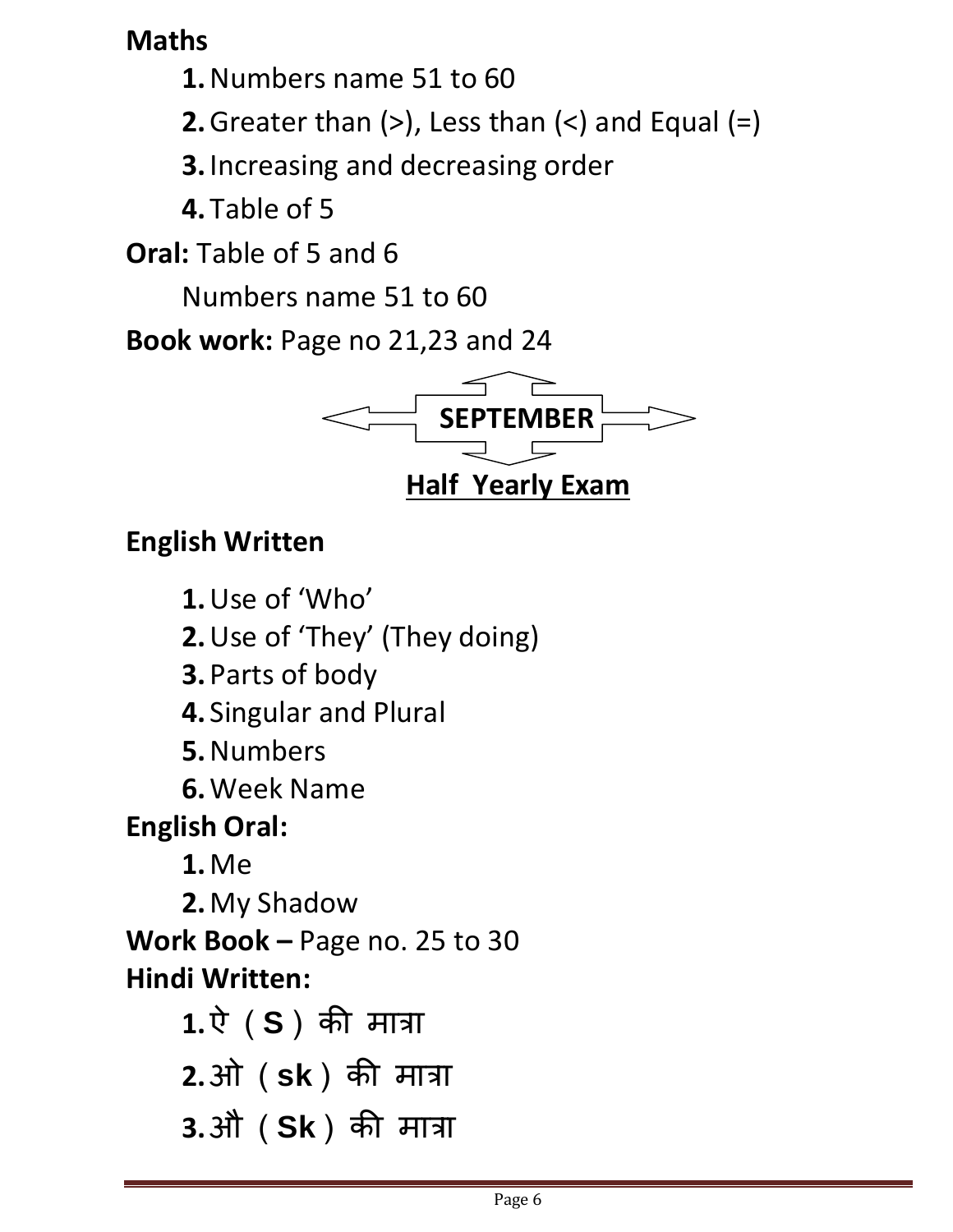**Maths**

1. Numbers name 51 to 60
2. Greater than (>), Less than (<) and Equal (=)
3. Increasing and decreasing order
4. Table of 5

**Oral:** Table of 5 and 6

Numbers name 51 to 60

**Book work:** Page no 21,23 and 24

## SEPTEMBER

## Half Yearly Exam

**English Written**

1. Use of 'Who'
2. Use of 'They' (They doing)
3. Parts of body
4. Singular and Plural
5. Numbers
6. Week Name

**English Oral:**

1. Me
2. My Shadow

**Work Book –** Page no. 25 to 30

**Hindi Written:**

1. ऐ ( **S** ) की मात्रा
2. ओ ( **sk** ) की मात्रा
3. औ ( **Sk** ) की मात्रा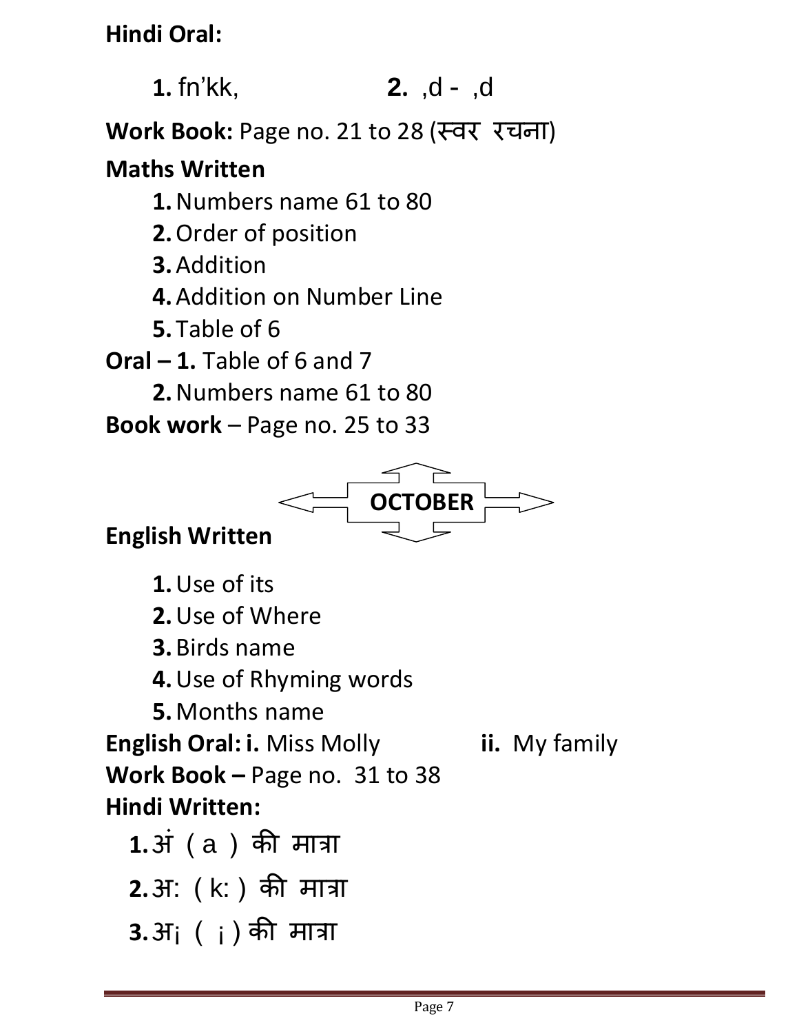**Hindi Oral:**

**1.** fn'kk, **2.** ,d - ,d

**Work Book:** Page no. 21 to 28 (स्वर रचना)

**Maths Written**

1. Numbers name 61 to 80
2. Order of position
3. Addition
4. Addition on Number Line
5. Table of 6

**Oral – 1.** Table of 6 and 7

**2.** Numbers name 61 to 80

**Book work** – Page no. 25 to 33

## OCTOBER

**English Written**

1. Use of its
2. Use of Where
3. Birds name
4. Use of Rhyming words
5. Months name

**English Oral: i.** Miss Molly **ii.** My family

**Work Book –** Page no. 31 to 38

**Hindi Written:**

1. अं ( a ) की मात्रा
2. अ: ( k: ) की मात्रा
3. अ¡ ( ¡ ) की मात्रा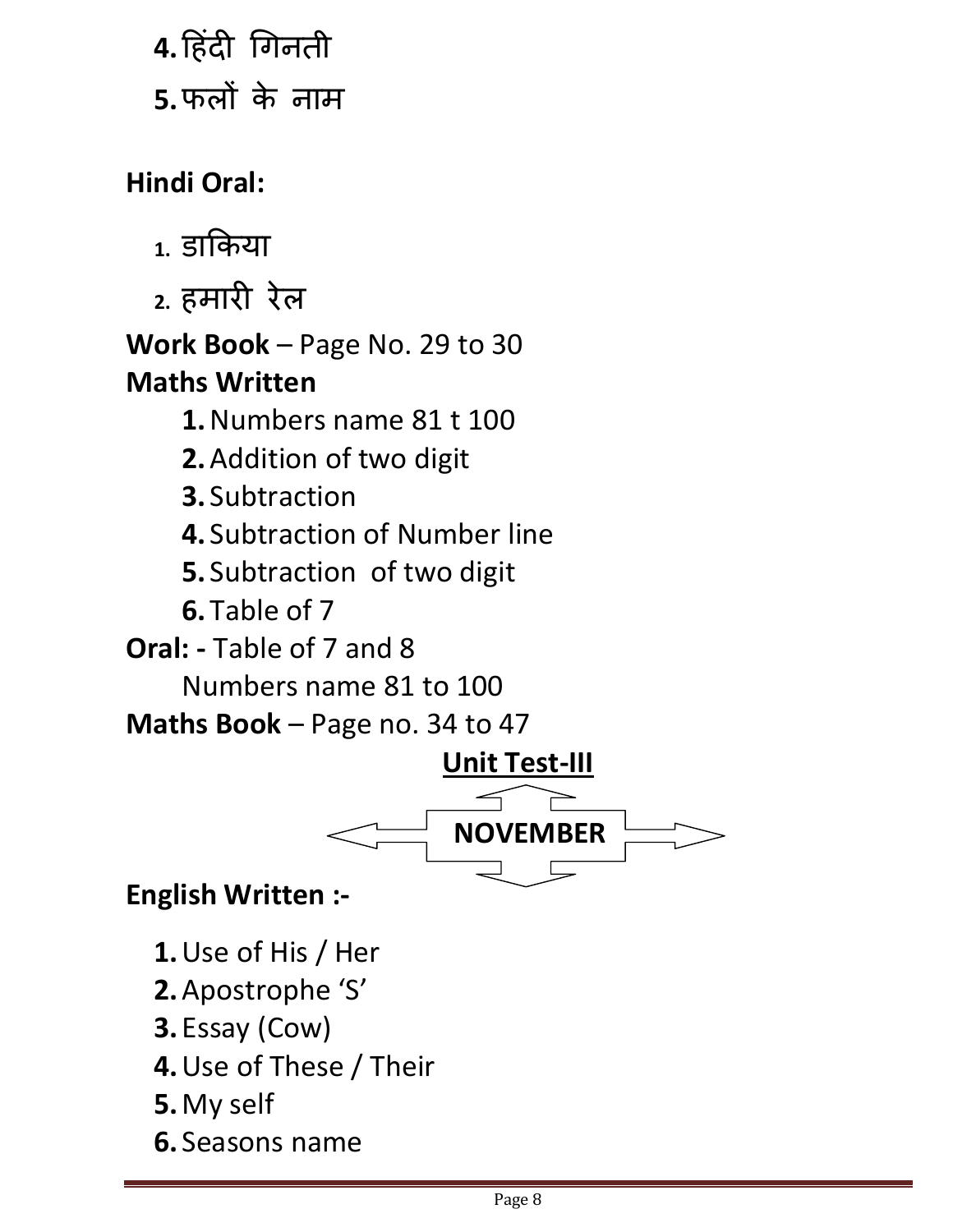4. हिंदी गिनती
5. फलों के नाम

**Hindi Oral:**

1. डाकिया
2. हमारी रेल

**Work Book** – Page No. 29 to 30

**Maths Written**

1. Numbers name 81 t 100
2. Addition of two digit
3. Subtraction
4. Subtraction of Number line
5. Subtraction of two digit
6. Table of 7

**Oral: -** Table of 7 and 8

Numbers name 81 to 100

**Maths Book** – Page no. 34 to 47

## Unit Test-III

## NOVEMBER

**English Written :-**

1. Use of His / Her
2. Apostrophe 'S'
3. Essay (Cow)
4. Use of These / Their
5. My self
6. Seasons name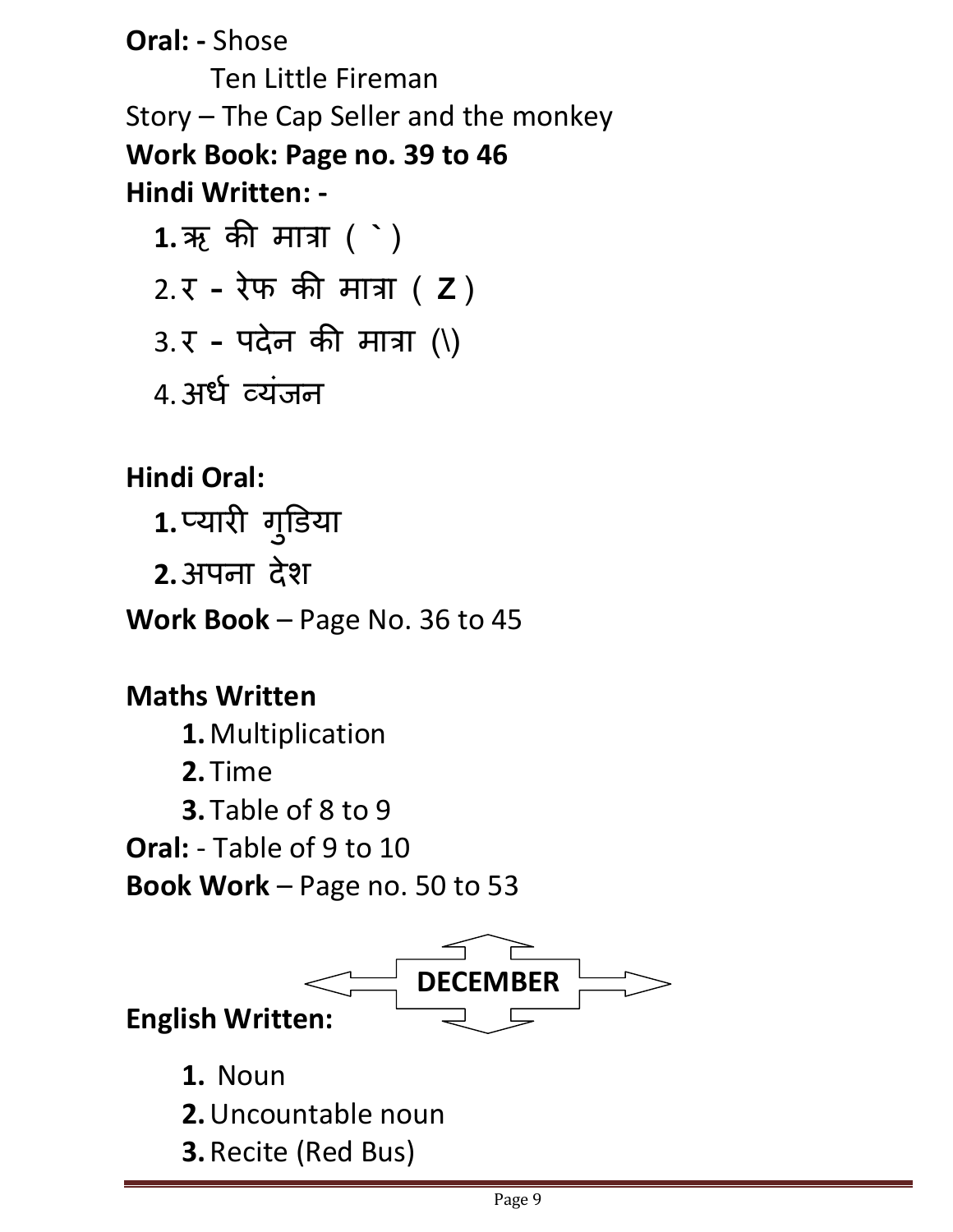**Oral: -** Shose

Ten Little Fireman

Story – The Cap Seller and the monkey

**Work Book: Page no. 39 to 46**

**Hindi Written: -**

1. ऋ की मात्रा ( ` )
2. र - रेफ की मात्रा ( **Z** )
3. र - पदेन की मात्रा (\)
4. अर्ध व्यंजन

**Hindi Oral:**

1. प्यारी गुडिया
2. अपना देश

**Work Book** – Page No. 36 to 45

**Maths Written**

1. Multiplication
2. Time
3. Table of 8 to 9

**Oral:** - Table of 9 to 10

**Book Work** – Page no. 50 to 53

## DECEMBER

**English Written:**

1. Noun
2. Uncountable noun
3. Recite (Red Bus)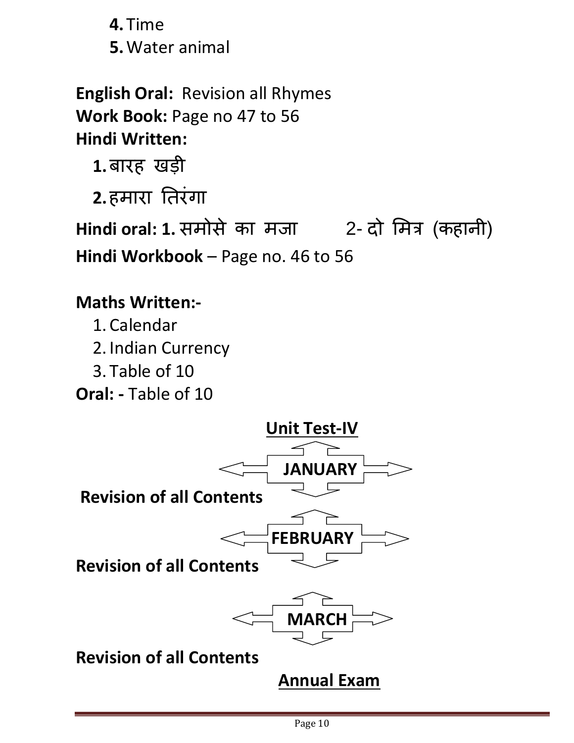4. Time
5. Water animal

**English Oral:** Revision all Rhymes

**Work Book:** Page no 47 to 56

**Hindi Written:**

1. बारह खड़ी
2. हमारा तिरंगा

**Hindi oral: 1.** समोसे का मजा 2- दो मित्र (कहानी)

**Hindi Workbook** – Page no. 46 to 56

**Maths Written:-**

1. Calendar
2. Indian Currency
3. Table of 10

**Oral: -** Table of 10

## Unit Test-IV

**JANUARY**

**Revision of all Contents**

**FEBRUARY**

**Revision of all Contents**

**MARCH**

**Revision of all Contents**

## Annual Exam